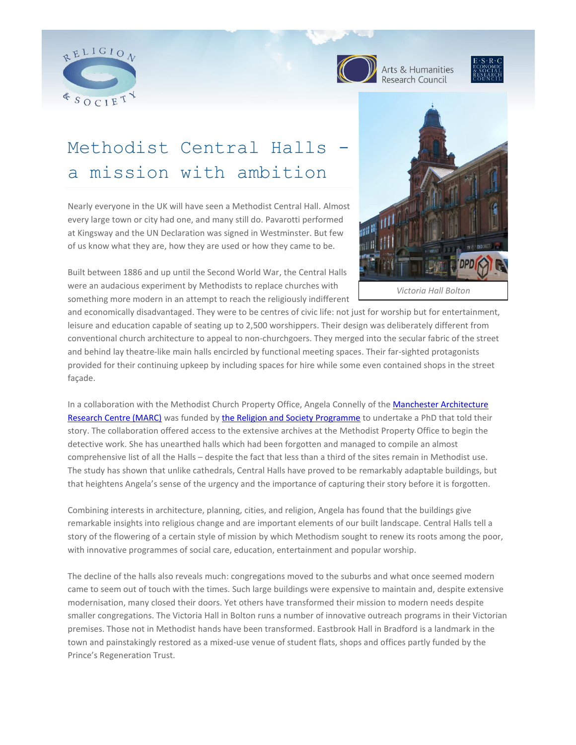# Methodist Central Halls – a mission with ambition

Nearly everyone in the UK will have seen a Methodist Central Hall. Almost every large town or city had one, and many still do. Pavarotti performed at Kingsway and the UN Declaration was signed in Westminster. But few of us know what they are, how they are used or how they came to be.

Victoria Hall Bolton

Built between 1886 and up until the Second World War, the Central Halls were an audacious experiment by Methodists to replace churches with something more modern in an attempt to reach the religiously indifferent and economically disadvantaged. They were to be centres of civic life: not just for worship but for entertainment, leisure and education capable of seating up to 2,500 worshippers. Their design was deliberately different from conventional church architecture to appeal to non-churchgoers. They merged into the secular fabric of the street and behind lay theatre-like main halls encircled by functional meeting spaces. Their far-sighted protagonists provided for their continuing upkeep by including spaces for hire while some even contained shops in the street façade.

In a collaboration with the Methodist Church Property Office, Angela Connelly of the Manchester Architecture Research Centre (MARC) was funded by the Religion and Society Programme to undertake a PhD that told their story. The collaboration offered access to the extensive archives at the Methodist Property Office to begin the detective work. She has unearthed halls which had been forgotten and managed to compile an almost comprehensive list of all the Halls – despite the fact that less than a third of the sites remain in Methodist use. The study has shown that unlike cathedrals, Central Halls have proved to be remarkably adaptable buildings, but that heightens Angela's sense of the urgency and the importance of capturing their story before it is forgotten.

Combining interests in architecture, planning, cities, and religion, Angela has found that the buildings give remarkable insights into religious change and are important elements of our built landscape. Central Halls tell a story of the flowering of a certain style of mission by which Methodism sought to renew its roots among the poor, with innovative programmes of social care, education, entertainment and popular worship.

The decline of the halls also reveals much: congregations moved to the suburbs and what once seemed modern came to seem out of touch with the times. Such large buildings were expensive to maintain and, despite extensive modernisation, many closed their doors. Yet others have transformed their mission to modern needs despite smaller congregations. The Victoria Hall in Bolton runs a number of innovative outreach programs in their Victorian premises. Those not in Methodist hands have been transformed. Eastbrook Hall in Bradford is a landmark in the town and painstakingly restored as a mixed-use venue of student flats, shops and offices partly funded by the Prince's Regeneration Trust.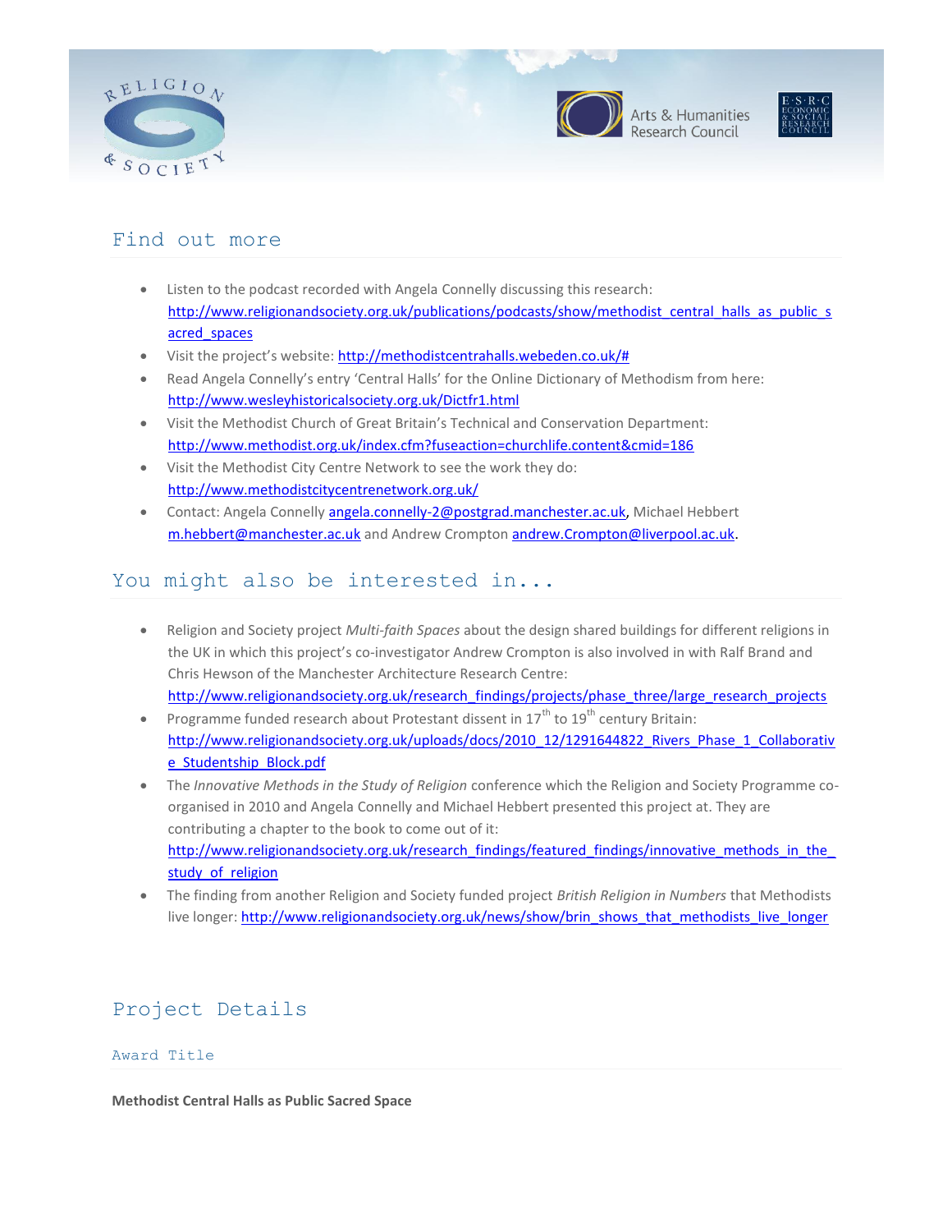## Find out more

- Listen to the podcast recorded with Angela Connelly discussing this research: http://www.religionandsociety.org.uk/publications/podcasts/show/methodist_central_halls_as_public_sacred_spaces
- Visit the project's website: http://methodistcentrahalls.webeden.co.uk/#
- Read Angela Connelly's entry 'Central Halls' for the Online Dictionary of Methodism from here: http://www.wesleyhistoricalsociety.org.uk/Dictfr1.html
- Visit the Methodist Church of Great Britain's Technical and Conservation Department: http://www.methodist.org.uk/index.cfm?fuseaction=churchlife.content&cmid=186
- Visit the Methodist City Centre Network to see the work they do: http://www.methodistcitycentrenetwork.org.uk/
- Contact: Angela Connelly angela.connelly-2@postgrad.manchester.ac.uk, Michael Hebbert m.hebbert@manchester.ac.uk and Andrew Crompton andrew.Crompton@liverpool.ac.uk.

## You might also be interested in...

- Religion and Society project *Multi-faith Spaces* about the design shared buildings for different religions in the UK in which this project's co-investigator Andrew Crompton is also involved in with Ralf Brand and Chris Hewson of the Manchester Architecture Research Centre: http://www.religionandsociety.org.uk/research_findings/projects/phase_three/large_research_projects
- Programme funded research about Protestant dissent in 17th to 19th century Britain: http://www.religionandsociety.org.uk/uploads/docs/2010_12/1291644822_Rivers_Phase_1_Collaborative_Studentship_Block.pdf
- The *Innovative Methods in the Study of Religion* conference which the Religion and Society Programme co-organised in 2010 and Angela Connelly and Michael Hebbert presented this project at. They are contributing a chapter to the book to come out of it: http://www.religionandsociety.org.uk/research_findings/featured_findings/innovative_methods_in_the_study_of_religion
- The finding from another Religion and Society funded project *British Religion in Numbers* that Methodists live longer: http://www.religionandsociety.org.uk/news/show/brin_shows_that_methodists_live_longer

## Project Details

### Award Title

**Methodist Central Halls as Public Sacred Space**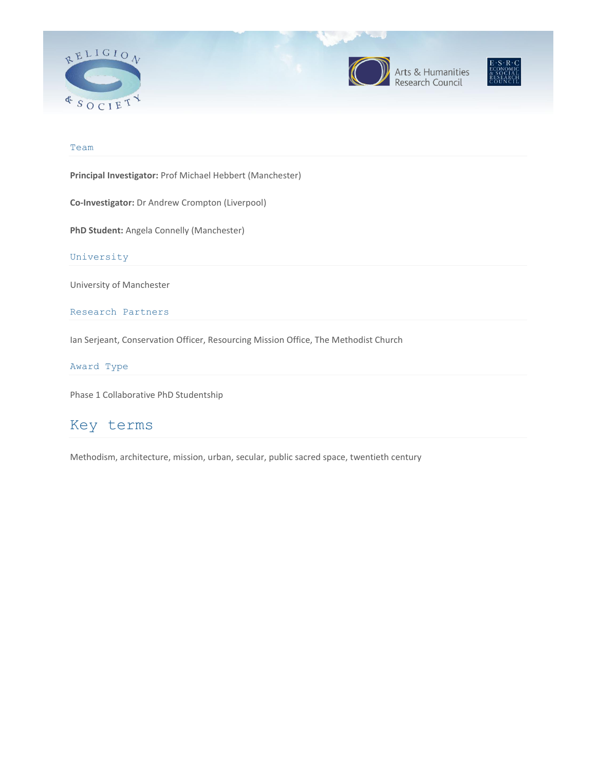### Team

**Principal Investigator:** Prof Michael Hebbert (Manchester)

**Co-Investigator:** Dr Andrew Crompton (Liverpool)

**PhD Student:** Angela Connelly (Manchester)

### University

University of Manchester

### Research Partners

Ian Serjeant, Conservation Officer, Resourcing Mission Office, The Methodist Church

### Award Type

Phase 1 Collaborative PhD Studentship

## Key terms

Methodism, architecture, mission, urban, secular, public sacred space, twentieth century